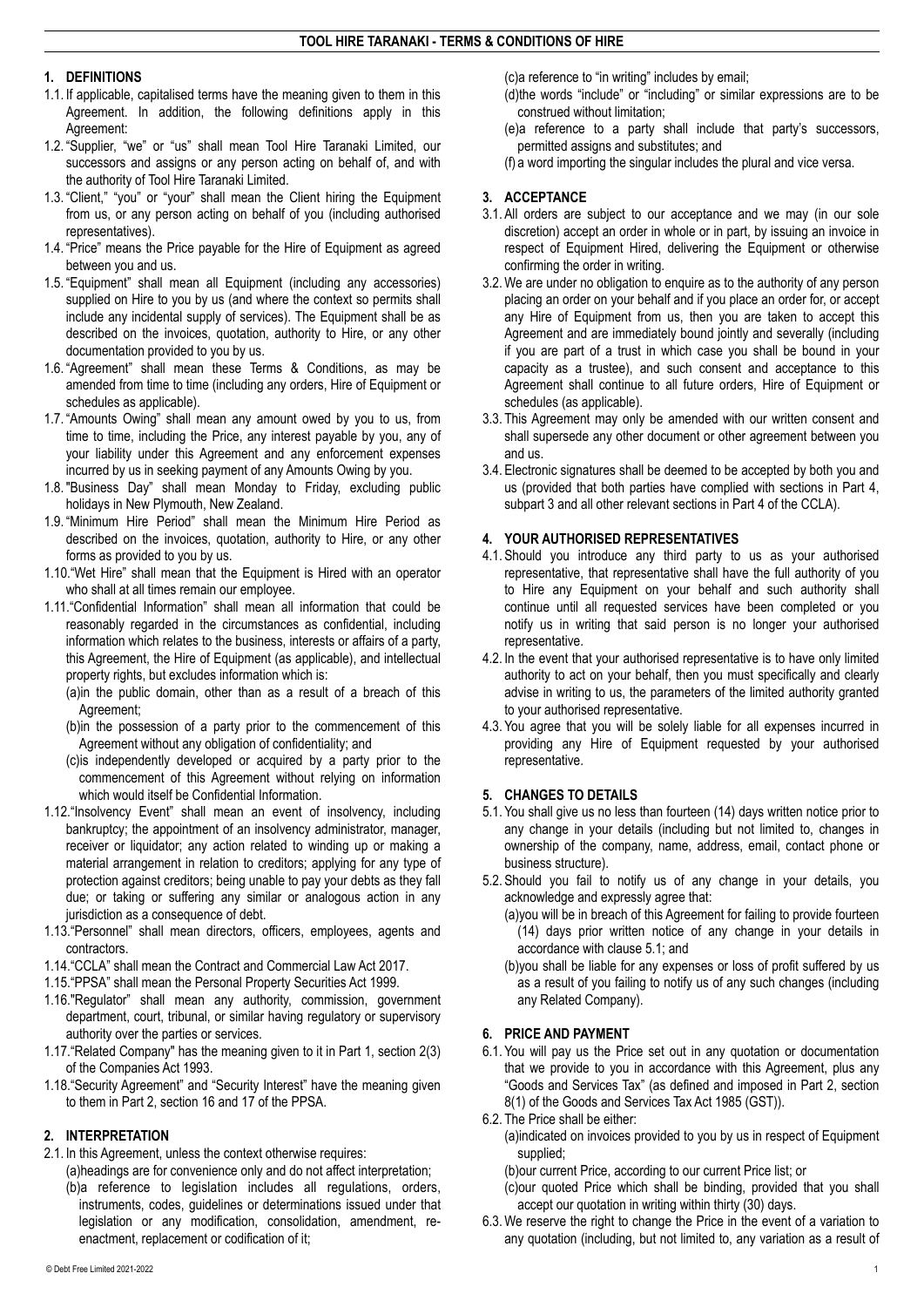# TOOL HIRE TARANAKI - TERMS & CONDITIONS OF HIRE

## 1. DEFINITIONS

1.1. If applicable, capitalised terms have the meaning given to them in this Agreement. In addition, the following definitions apply in this Agreement:

1.2. "Supplier, "we" or "us" shall mean Tool Hire Taranaki Limited, our successors and assigns or any person acting on behalf of, and with the authority of Tool Hire Taranaki Limited.

1.3. "Client," "you" or "your" shall mean the Client hiring the Equipment from us, or any person acting on behalf of you (including authorised representatives).

1.4. "Price" means the Price payable for the Hire of Equipment as agreed between you and us.

1.5. "Equipment" shall mean all Equipment (including any accessories) supplied on Hire to you by us (and where the context so permits shall include any incidental supply of services). The Equipment shall be as described on the invoices, quotation, authority to Hire, or any other documentation provided to you by us.

1.6. "Agreement" shall mean these Terms & Conditions, as may be amended from time to time (including any orders, Hire of Equipment or schedules as applicable).

1.7. "Amounts Owing" shall mean any amount owed by you to us, from time to time, including the Price, any interest payable by you, any of your liability under this Agreement and any enforcement expenses incurred by us in seeking payment of any Amounts Owing by you.

1.8. "Business Day" shall mean Monday to Friday, excluding public holidays in New Plymouth, New Zealand.

1.9. "Minimum Hire Period" shall mean the Minimum Hire Period as described on the invoices, quotation, authority to Hire, or any other forms as provided to you by us.

1.10. "Wet Hire" shall mean that the Equipment is Hired with an operator who shall at all times remain our employee.

1.11. "Confidential Information" shall mean all information that could be reasonably regarded in the circumstances as confidential, including information which relates to the business, interests or affairs of a party, this Agreement, the Hire of Equipment (as applicable), and intellectual property rights, but excludes information which is:

(a) in the public domain, other than as a result of a breach of this Agreement;

(b) in the possession of a party prior to the commencement of this Agreement without any obligation of confidentiality; and

(c) is independently developed or acquired by a party prior to the commencement of this Agreement without relying on information which would itself be Confidential Information.

1.12. "Insolvency Event" shall mean an event of insolvency, including bankruptcy; the appointment of an insolvency administrator, manager, receiver or liquidator; any action related to winding up or making a material arrangement in relation to creditors; applying for any type of protection against creditors; being unable to pay your debts as they fall due; or taking or suffering any similar or analogous action in any jurisdiction as a consequence of debt.

1.13. "Personnel" shall mean directors, officers, employees, agents and contractors.

1.14. "CCLA" shall mean the Contract and Commercial Law Act 2017.

1.15. "PPSA" shall mean the Personal Property Securities Act 1999.

1.16. "Regulator" shall mean any authority, commission, government department, court, tribunal, or similar having regulatory or supervisory authority over the parties or services.

1.17. "Related Company" has the meaning given to it in Part 1, section 2(3) of the Companies Act 1993.

1.18. "Security Agreement" and "Security Interest" have the meaning given to them in Part 2, section 16 and 17 of the PPSA.

## 2. INTERPRETATION

2.1. In this Agreement, unless the context otherwise requires:

(a) headings are for convenience only and do not affect interpretation;

(b) a reference to legislation includes all regulations, orders, instruments, codes, guidelines or determinations issued under that legislation or any modification, consolidation, amendment, re-enactment, replacement or codification of it;

(c) a reference to "in writing" includes by email;

(d) the words "include" or "including" or similar expressions are to be construed without limitation;

(e) a reference to a party shall include that party's successors, permitted assigns and substitutes; and

(f) a word importing the singular includes the plural and vice versa.

## 3. ACCEPTANCE

3.1. All orders are subject to our acceptance and we may (in our sole discretion) accept an order in whole or in part, by issuing an invoice in respect of Equipment Hired, delivering the Equipment or otherwise confirming the order in writing.

3.2. We are under no obligation to enquire as to the authority of any person placing an order on your behalf and if you place an order for, or accept any Hire of Equipment from us, then you are taken to accept this Agreement and are immediately bound jointly and severally (including if you are part of a trust in which case you shall be bound in your capacity as a trustee), and such consent and acceptance to this Agreement shall continue to all future orders, Hire of Equipment or schedules (as applicable).

3.3. This Agreement may only be amended with our written consent and shall supersede any other document or other agreement between you and us.

3.4. Electronic signatures shall be deemed to be accepted by both you and us (provided that both parties have complied with sections in Part 4, subpart 3 and all other relevant sections in Part 4 of the CCLA).

## 4. YOUR AUTHORISED REPRESENTATIVES

4.1. Should you introduce any third party to us as your authorised representative, that representative shall have the full authority of you to Hire any Equipment on your behalf and such authority shall continue until all requested services have been completed or you notify us in writing that said person is no longer your authorised representative.

4.2. In the event that your authorised representative is to have only limited authority to act on your behalf, then you must specifically and clearly advise in writing to us, the parameters of the limited authority granted to your authorised representative.

4.3. You agree that you will be solely liable for all expenses incurred in providing any Hire of Equipment requested by your authorised representative.

## 5. CHANGES TO DETAILS

5.1. You shall give us no less than fourteen (14) days written notice prior to any change in your details (including but not limited to, changes in ownership of the company, name, address, email, contact phone or business structure).

5.2. Should you fail to notify us of any change in your details, you acknowledge and expressly agree that:

(a) you will be in breach of this Agreement for failing to provide fourteen (14) days prior written notice of any change in your details in accordance with clause 5.1; and

(b) you shall be liable for any expenses or loss of profit suffered by us as a result of you failing to notify us of any such changes (including any Related Company).

## 6. PRICE AND PAYMENT

6.1. You will pay us the Price set out in any quotation or documentation that we provide to you in accordance with this Agreement, plus any "Goods and Services Tax" (as defined and imposed in Part 2, section 8(1) of the Goods and Services Tax Act 1985 (GST)).

6.2. The Price shall be either:

(a) indicated on invoices provided to you by us in respect of Equipment supplied;

(b) our current Price, according to our current Price list; or

(c) our quoted Price which shall be binding, provided that you shall accept our quotation in writing within thirty (30) days.

6.3. We reserve the right to change the Price in the event of a variation to any quotation (including, but not limited to, any variation as a result of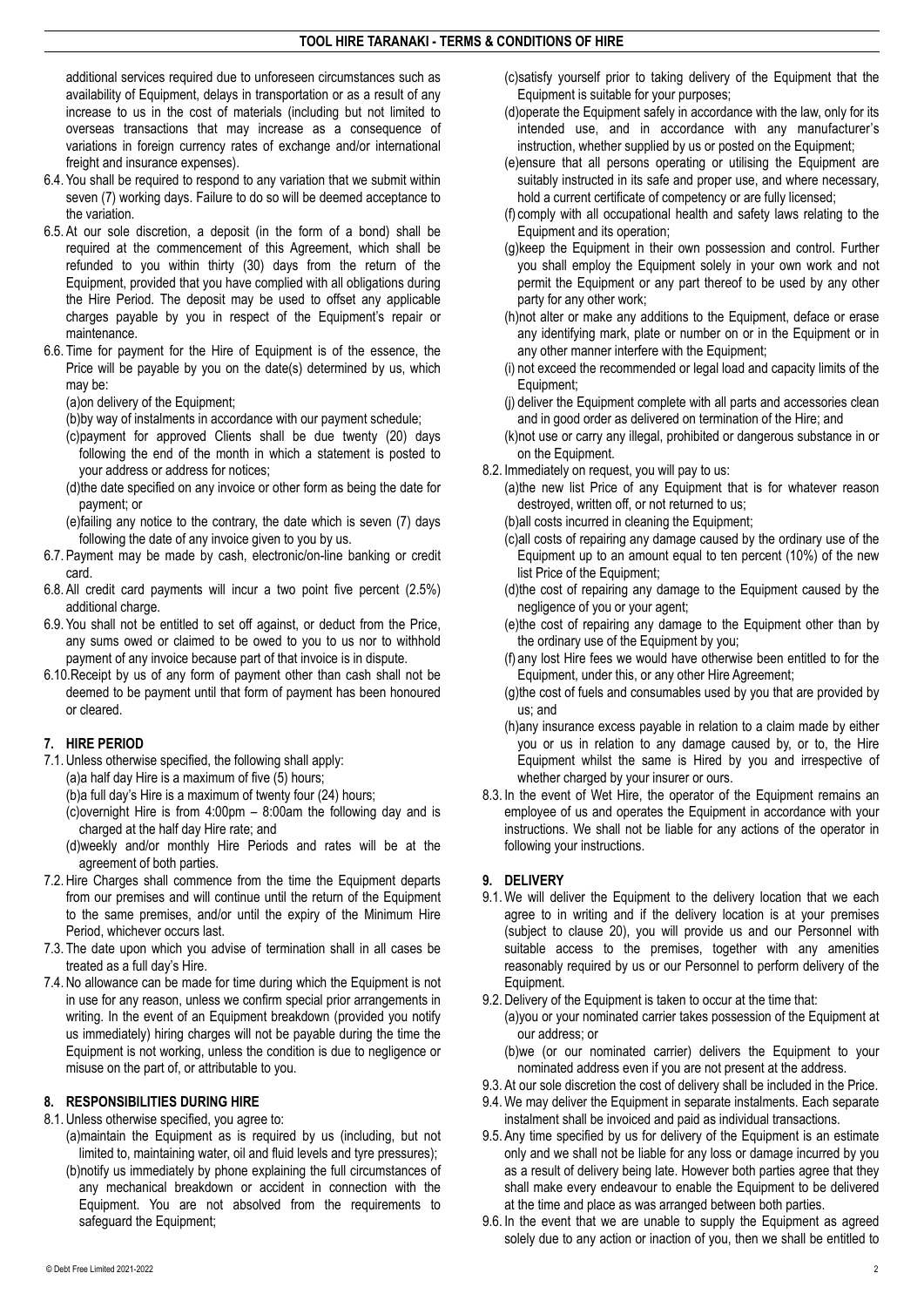additional services required due to unforeseen circumstances such as availability of Equipment, delays in transportation or as a result of any increase to us in the cost of materials (including but not limited to overseas transactions that may increase as a consequence of variations in foreign currency rates of exchange and/or international freight and insurance expenses).

6.4. You shall be required to respond to any variation that we submit within seven (7) working days. Failure to do so will be deemed acceptance to the variation.

6.5. At our sole discretion, a deposit (in the form of a bond) shall be required at the commencement of this Agreement, which shall be refunded to you within thirty (30) days from the return of the Equipment, provided that you have complied with all obligations during the Hire Period. The deposit may be used to offset any applicable charges payable by you in respect of the Equipment's repair or maintenance.

6.6. Time for payment for the Hire of Equipment is of the essence, the Price will be payable by you on the date(s) determined by us, which may be:

(a) on delivery of the Equipment;

(b) by way of instalments in accordance with our payment schedule;

(c) payment for approved Clients shall be due twenty (20) days following the end of the month in which a statement is posted to your address or address for notices;

(d) the date specified on any invoice or other form as being the date for payment; or

(e) failing any notice to the contrary, the date which is seven (7) days following the date of any invoice given to you by us.

6.7. Payment may be made by cash, electronic/on-line banking or credit card.

6.8. All credit card payments will incur a two point five percent (2.5%) additional charge.

6.9. You shall not be entitled to set off against, or deduct from the Price, any sums owed or claimed to be owed to you to us nor to withhold payment of any invoice because part of that invoice is in dispute.

6.10. Receipt by us of any form of payment other than cash shall not be deemed to be payment until that form of payment has been honoured or cleared.

## 7. HIRE PERIOD

7.1. Unless otherwise specified, the following shall apply:

(a) a half day Hire is a maximum of five (5) hours;

(b) a full day's Hire is a maximum of twenty four (24) hours;

(c) overnight Hire is from 4:00pm – 8:00am the following day and is charged at the half day Hire rate; and

(d) weekly and/or monthly Hire Periods and rates will be at the agreement of both parties.

7.2. Hire Charges shall commence from the time the Equipment departs from our premises and will continue until the return of the Equipment to the same premises, and/or until the expiry of the Minimum Hire Period, whichever occurs last.

7.3. The date upon which you advise of termination shall in all cases be treated as a full day's Hire.

7.4. No allowance can be made for time during which the Equipment is not in use for any reason, unless we confirm special prior arrangements in writing. In the event of an Equipment breakdown (provided you notify us immediately) hiring charges will not be payable during the time the Equipment is not working, unless the condition is due to negligence or misuse on the part of, or attributable to you.

## 8. RESPONSIBILITIES DURING HIRE

8.1. Unless otherwise specified, you agree to:

(a) maintain the Equipment as is required by us (including, but not limited to, maintaining water, oil and fluid levels and tyre pressures);

(b) notify us immediately by phone explaining the full circumstances of any mechanical breakdown or accident in connection with the Equipment. You are not absolved from the requirements to safeguard the Equipment;

(c) satisfy yourself prior to taking delivery of the Equipment that the Equipment is suitable for your purposes;

(d) operate the Equipment safely in accordance with the law, only for its intended use, and in accordance with any manufacturer's instruction, whether supplied by us or posted on the Equipment;

(e) ensure that all persons operating or utilising the Equipment are suitably instructed in its safe and proper use, and where necessary, hold a current certificate of competency or are fully licensed;

(f) comply with all occupational health and safety laws relating to the Equipment and its operation;

(g) keep the Equipment in their own possession and control. Further you shall employ the Equipment solely in your own work and not permit the Equipment or any part thereof to be used by any other party for any other work;

(h) not alter or make any additions to the Equipment, deface or erase any identifying mark, plate or number on or in the Equipment or in any other manner interfere with the Equipment;

(i) not exceed the recommended or legal load and capacity limits of the Equipment;

(j) deliver the Equipment complete with all parts and accessories clean and in good order as delivered on termination of the Hire; and

(k) not use or carry any illegal, prohibited or dangerous substance in or on the Equipment.

8.2. Immediately on request, you will pay to us:

(a) the new list Price of any Equipment that is for whatever reason destroyed, written off, or not returned to us;

(b) all costs incurred in cleaning the Equipment;

(c) all costs of repairing any damage caused by the ordinary use of the Equipment up to an amount equal to ten percent (10%) of the new list Price of the Equipment;

(d) the cost of repairing any damage to the Equipment caused by the negligence of you or your agent;

(e) the cost of repairing any damage to the Equipment other than by the ordinary use of the Equipment by you;

(f) any lost Hire fees we would have otherwise been entitled to for the Equipment, under this, or any other Hire Agreement;

(g) the cost of fuels and consumables used by you that are provided by us; and

(h) any insurance excess payable in relation to a claim made by either you or us in relation to any damage caused by, or to, the Hire Equipment whilst the same is Hired by you and irrespective of whether charged by your insurer or ours.

8.3. In the event of Wet Hire, the operator of the Equipment remains an employee of us and operates the Equipment in accordance with your instructions. We shall not be liable for any actions of the operator in following your instructions.

## 9. DELIVERY

9.1. We will deliver the Equipment to the delivery location that we each agree to in writing and if the delivery location is at your premises (subject to clause 20), you will provide us and our Personnel with suitable access to the premises, together with any amenities reasonably required by us or our Personnel to perform delivery of the Equipment.

9.2. Delivery of the Equipment is taken to occur at the time that:

(a) you or your nominated carrier takes possession of the Equipment at our address; or

(b) we (or our nominated carrier) delivers the Equipment to your nominated address even if you are not present at the address.

9.3. At our sole discretion the cost of delivery shall be included in the Price.

9.4. We may deliver the Equipment in separate instalments. Each separate instalment shall be invoiced and paid as individual transactions.

9.5. Any time specified by us for delivery of the Equipment is an estimate only and we shall not be liable for any loss or damage incurred by you as a result of delivery being late. However both parties agree that they shall make every endeavour to enable the Equipment to be delivered at the time and place as was arranged between both parties.

9.6. In the event that we are unable to supply the Equipment as agreed solely due to any action or inaction of you, then we shall be entitled to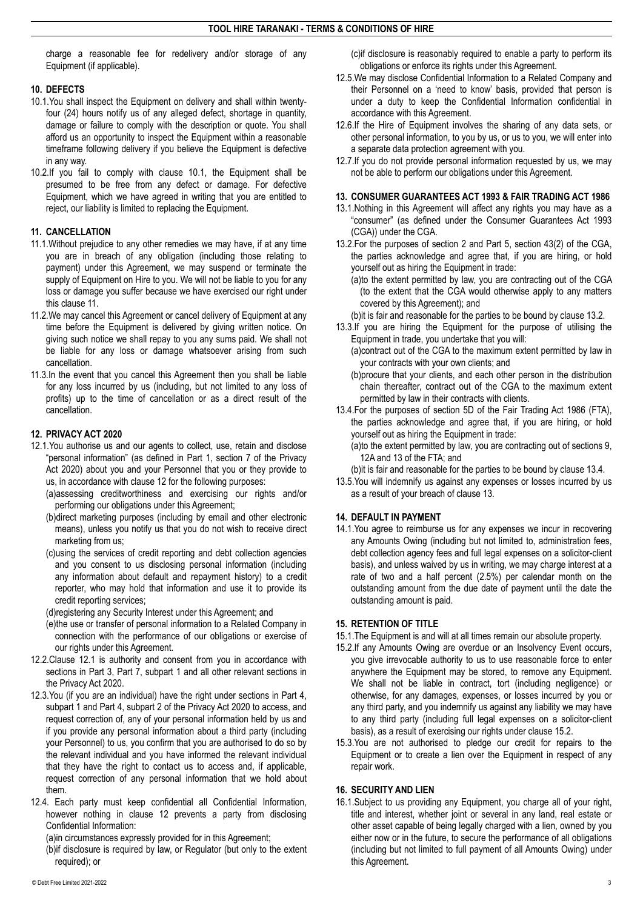charge a reasonable fee for redelivery and/or storage of any Equipment (if applicable).

## 10. DEFECTS

10.1. You shall inspect the Equipment on delivery and shall within twenty-four (24) hours notify us of any alleged defect, shortage in quantity, damage or failure to comply with the description or quote. You shall afford us an opportunity to inspect the Equipment within a reasonable timeframe following delivery if you believe the Equipment is defective in any way.

10.2. If you fail to comply with clause 10.1, the Equipment shall be presumed to be free from any defect or damage. For defective Equipment, which we have agreed in writing that you are entitled to reject, our liability is limited to replacing the Equipment.

## 11. CANCELLATION

11.1. Without prejudice to any other remedies we may have, if at any time you are in breach of any obligation (including those relating to payment) under this Agreement, we may suspend or terminate the supply of Equipment on Hire to you. We will not be liable to you for any loss or damage you suffer because we have exercised our right under this clause 11.

11.2. We may cancel this Agreement or cancel delivery of Equipment at any time before the Equipment is delivered by giving written notice. On giving such notice we shall repay to you any sums paid. We shall not be liable for any loss or damage whatsoever arising from such cancellation.

11.3. In the event that you cancel this Agreement then you shall be liable for any loss incurred by us (including, but not limited to any loss of profits) up to the time of cancellation or as a direct result of the cancellation.

## 12. PRIVACY ACT 2020

12.1. You authorise us and our agents to collect, use, retain and disclose "personal information" (as defined in Part 1, section 7 of the Privacy Act 2020) about you and your Personnel that you or they provide to us, in accordance with clause 12 for the following purposes:

(a) assessing creditworthiness and exercising our rights and/or performing our obligations under this Agreement;

(b) direct marketing purposes (including by email and other electronic means), unless you notify us that you do not wish to receive direct marketing from us;

(c) using the services of credit reporting and debt collection agencies and you consent to us disclosing personal information (including any information about default and repayment history) to a credit reporter, who may hold that information and use it to provide its credit reporting services;

(d) registering any Security Interest under this Agreement; and

(e) the use or transfer of personal information to a Related Company in connection with the performance of our obligations or exercise of our rights under this Agreement.

12.2. Clause 12.1 is authority and consent from you in accordance with sections in Part 3, Part 7, subpart 1 and all other relevant sections in the Privacy Act 2020.

12.3. You (if you are an individual) have the right under sections in Part 4, subpart 1 and Part 4, subpart 2 of the Privacy Act 2020 to access, and request correction of, any of your personal information held by us and if you provide any personal information about a third party (including your Personnel) to us, you confirm that you are authorised to do so by the relevant individual and you have informed the relevant individual that they have the right to contact us to access and, if applicable, request correction of any personal information that we hold about them.

12.4. Each party must keep confidential all Confidential Information, however nothing in clause 12 prevents a party from disclosing Confidential Information:

(a) in circumstances expressly provided for in this Agreement;

(b) if disclosure is required by law, or Regulator (but only to the extent required); or

(c) if disclosure is reasonably required to enable a party to perform its obligations or enforce its rights under this Agreement.

12.5. We may disclose Confidential Information to a Related Company and their Personnel on a 'need to know' basis, provided that person is under a duty to keep the Confidential Information confidential in accordance with this Agreement.

12.6. If the Hire of Equipment involves the sharing of any data sets, or other personal information, to you by us, or us to you, we will enter into a separate data protection agreement with you.

12.7. If you do not provide personal information requested by us, we may not be able to perform our obligations under this Agreement.

## 13. CONSUMER GUARANTEES ACT 1993 & FAIR TRADING ACT 1986

13.1. Nothing in this Agreement will affect any rights you may have as a "consumer" (as defined under the Consumer Guarantees Act 1993 (CGA)) under the CGA.

13.2. For the purposes of section 2 and Part 5, section 43(2) of the CGA, the parties acknowledge and agree that, if you are hiring, or hold yourself out as hiring the Equipment in trade:

(a) to the extent permitted by law, you are contracting out of the CGA (to the extent that the CGA would otherwise apply to any matters covered by this Agreement); and

(b) it is fair and reasonable for the parties to be bound by clause 13.2.

13.3. If you are hiring the Equipment for the purpose of utilising the Equipment in trade, you undertake that you will:

(a) contract out of the CGA to the maximum extent permitted by law in your contracts with your own clients; and

(b) procure that your clients, and each other person in the distribution chain thereafter, contract out of the CGA to the maximum extent permitted by law in their contracts with clients.

13.4. For the purposes of section 5D of the Fair Trading Act 1986 (FTA), the parties acknowledge and agree that, if you are hiring, or hold yourself out as hiring the Equipment in trade:

(a) to the extent permitted by law, you are contracting out of sections 9, 12A and 13 of the FTA; and

(b) it is fair and reasonable for the parties to be bound by clause 13.4.

13.5. You will indemnify us against any expenses or losses incurred by us as a result of your breach of clause 13.

## 14. DEFAULT IN PAYMENT

14.1. You agree to reimburse us for any expenses we incur in recovering any Amounts Owing (including but not limited to, administration fees, debt collection agency fees and full legal expenses on a solicitor-client basis), and unless waived by us in writing, we may charge interest at a rate of two and a half percent (2.5%) per calendar month on the outstanding amount from the due date of payment until the date the outstanding amount is paid.

## 15. RETENTION OF TITLE

15.1. The Equipment is and will at all times remain our absolute property.

15.2. If any Amounts Owing are overdue or an Insolvency Event occurs, you give irrevocable authority to us to use reasonable force to enter anywhere the Equipment may be stored, to remove any Equipment. We shall not be liable in contract, tort (including negligence) or otherwise, for any damages, expenses, or losses incurred by you or any third party, and you indemnify us against any liability we may have to any third party (including full legal expenses on a solicitor-client basis), as a result of exercising our rights under clause 15.2.

15.3. You are not authorised to pledge our credit for repairs to the Equipment or to create a lien over the Equipment in respect of any repair work.

## 16. SECURITY AND LIEN

16.1. Subject to us providing any Equipment, you charge all of your right, title and interest, whether joint or several in any land, real estate or other asset capable of being legally charged with a lien, owned by you either now or in the future, to secure the performance of all obligations (including but not limited to full payment of all Amounts Owing) under this Agreement.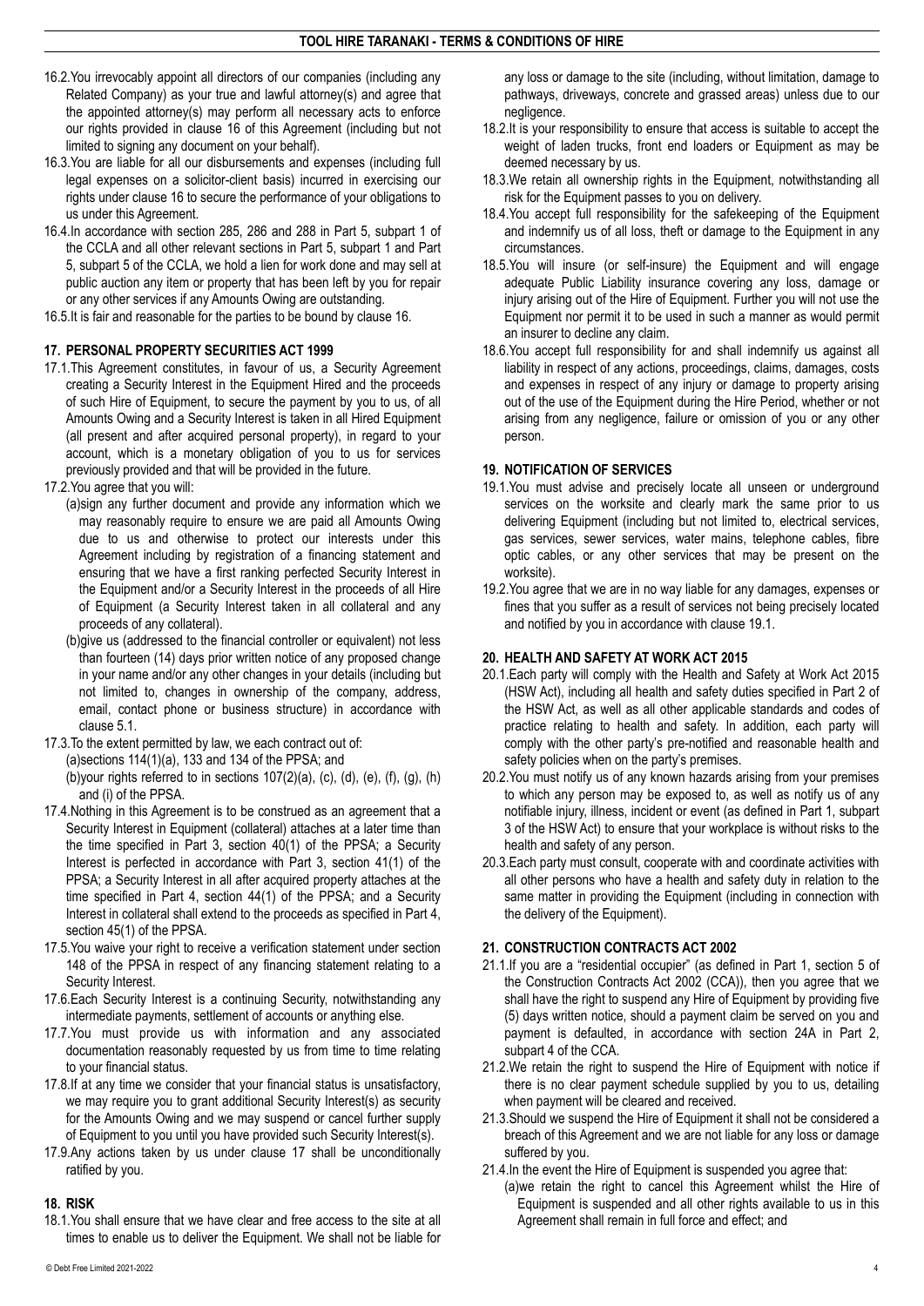16.2.You irrevocably appoint all directors of our companies (including any Related Company) as your true and lawful attorney(s) and agree that the appointed attorney(s) may perform all necessary acts to enforce our rights provided in clause 16 of this Agreement (including but not limited to signing any document on your behalf).

16.3.You are liable for all our disbursements and expenses (including full legal expenses on a solicitor-client basis) incurred in exercising our rights under clause 16 to secure the performance of your obligations to us under this Agreement.

16.4.In accordance with section 285, 286 and 288 in Part 5, subpart 1 of the CCLA and all other relevant sections in Part 5, subpart 1 and Part 5, subpart 5 of the CCLA, we hold a lien for work done and may sell at public auction any item or property that has been left by you for repair or any other services if any Amounts Owing are outstanding.

16.5.It is fair and reasonable for the parties to be bound by clause 16.

## 17. PERSONAL PROPERTY SECURITIES ACT 1999

17.1.This Agreement constitutes, in favour of us, a Security Agreement creating a Security Interest in the Equipment Hired and the proceeds of such Hire of Equipment, to secure the payment by you to us, of all Amounts Owing and a Security Interest is taken in all Hired Equipment (all present and after acquired personal property), in regard to your account, which is a monetary obligation of you to us for services previously provided and that will be provided in the future.

17.2.You agree that you will:

(a)sign any further document and provide any information which we may reasonably require to ensure we are paid all Amounts Owing due to us and otherwise to protect our interests under this Agreement including by registration of a financing statement and ensuring that we have a first ranking perfected Security Interest in the Equipment and/or a Security Interest in the proceeds of all Hire of Equipment (a Security Interest taken in all collateral and any proceeds of any collateral).

(b)give us (addressed to the financial controller or equivalent) not less than fourteen (14) days prior written notice of any proposed change in your name and/or any other changes in your details (including but not limited to, changes in ownership of the company, address, email, contact phone or business structure) in accordance with clause 5.1.

17.3.To the extent permitted by law, we each contract out of:

(a)sections 114(1)(a), 133 and 134 of the PPSA; and

(b)your rights referred to in sections 107(2)(a), (c), (d), (e), (f), (g), (h) and (i) of the PPSA.

17.4.Nothing in this Agreement is to be construed as an agreement that a Security Interest in Equipment (collateral) attaches at a later time than the time specified in Part 3, section 40(1) of the PPSA; a Security Interest is perfected in accordance with Part 3, section 41(1) of the PPSA; a Security Interest in all after acquired property attaches at the time specified in Part 4, section 44(1) of the PPSA; and a Security Interest in collateral shall extend to the proceeds as specified in Part 4, section 45(1) of the PPSA.

17.5.You waive your right to receive a verification statement under section 148 of the PPSA in respect of any financing statement relating to a Security Interest.

17.6.Each Security Interest is a continuing Security, notwithstanding any intermediate payments, settlement of accounts or anything else.

17.7.You must provide us with information and any associated documentation reasonably requested by us from time to time relating to your financial status.

17.8.If at any time we consider that your financial status is unsatisfactory, we may require you to grant additional Security Interest(s) as security for the Amounts Owing and we may suspend or cancel further supply of Equipment to you until you have provided such Security Interest(s).

17.9.Any actions taken by us under clause 17 shall be unconditionally ratified by you.

## 18. RISK

18.1.You shall ensure that we have clear and free access to the site at all times to enable us to deliver the Equipment. We shall not be liable for any loss or damage to the site (including, without limitation, damage to pathways, driveways, concrete and grassed areas) unless due to our negligence.

18.2.It is your responsibility to ensure that access is suitable to accept the weight of laden trucks, front end loaders or Equipment as may be deemed necessary by us.

18.3.We retain all ownership rights in the Equipment, notwithstanding all risk for the Equipment passes to you on delivery.

18.4.You accept full responsibility for the safekeeping of the Equipment and indemnify us of all loss, theft or damage to the Equipment in any circumstances.

18.5.You will insure (or self-insure) the Equipment and will engage adequate Public Liability insurance covering any loss, damage or injury arising out of the Hire of Equipment. Further you will not use the Equipment nor permit it to be used in such a manner as would permit an insurer to decline any claim.

18.6.You accept full responsibility for and shall indemnify us against all liability in respect of any actions, proceedings, claims, damages, costs and expenses in respect of any injury or damage to property arising out of the use of the Equipment during the Hire Period, whether or not arising from any negligence, failure or omission of you or any other person.

## 19. NOTIFICATION OF SERVICES

19.1.You must advise and precisely locate all unseen or underground services on the worksite and clearly mark the same prior to us delivering Equipment (including but not limited to, electrical services, gas services, sewer services, water mains, telephone cables, fibre optic cables, or any other services that may be present on the worksite).

19.2.You agree that we are in no way liable for any damages, expenses or fines that you suffer as a result of services not being precisely located and notified by you in accordance with clause 19.1.

## 20. HEALTH AND SAFETY AT WORK ACT 2015

20.1.Each party will comply with the Health and Safety at Work Act 2015 (HSW Act), including all health and safety duties specified in Part 2 of the HSW Act, as well as all other applicable standards and codes of practice relating to health and safety. In addition, each party will comply with the other party's pre-notified and reasonable health and safety policies when on the party's premises.

20.2.You must notify us of any known hazards arising from your premises to which any person may be exposed to, as well as notify us of any notifiable injury, illness, incident or event (as defined in Part 1, subpart 3 of the HSW Act) to ensure that your workplace is without risks to the health and safety of any person.

20.3.Each party must consult, cooperate with and coordinate activities with all other persons who have a health and safety duty in relation to the same matter in providing the Equipment (including in connection with the delivery of the Equipment).

## 21. CONSTRUCTION CONTRACTS ACT 2002

21.1.If you are a "residential occupier" (as defined in Part 1, section 5 of the Construction Contracts Act 2002 (CCA)), then you agree that we shall have the right to suspend any Hire of Equipment by providing five (5) days written notice, should a payment claim be served on you and payment is defaulted, in accordance with section 24A in Part 2, subpart 4 of the CCA.

21.2.We retain the right to suspend the Hire of Equipment with notice if there is no clear payment schedule supplied by you to us, detailing when payment will be cleared and received.

21.3.Should we suspend the Hire of Equipment it shall not be considered a breach of this Agreement and we are not liable for any loss or damage suffered by you.

21.4.In the event the Hire of Equipment is suspended you agree that:

(a)we retain the right to cancel this Agreement whilst the Hire of Equipment is suspended and all other rights available to us in this Agreement shall remain in full force and effect; and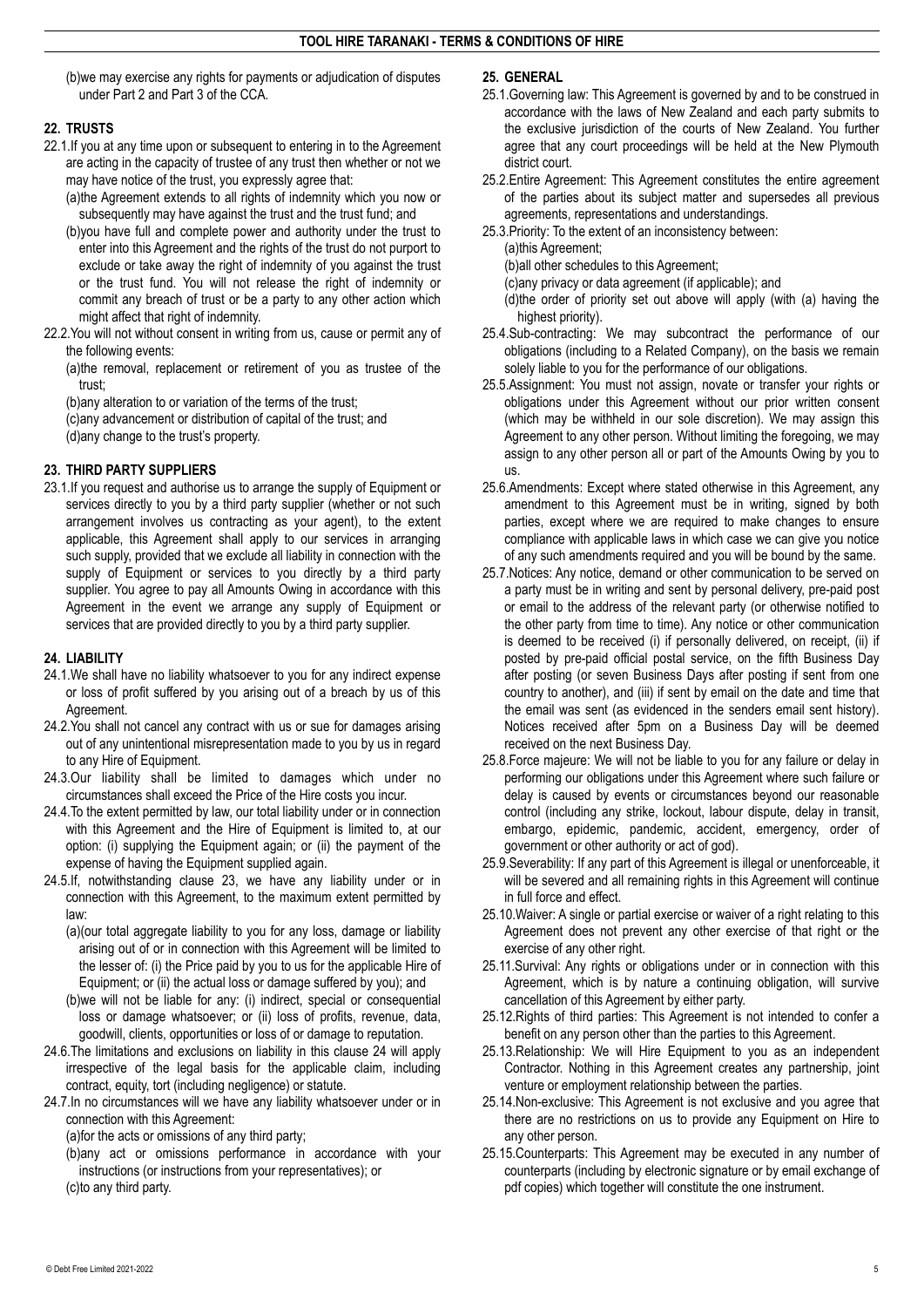(b)we may exercise any rights for payments or adjudication of disputes under Part 2 and Part 3 of the CCA.

## 22. TRUSTS

22.1.If you at any time upon or subsequent to entering in to the Agreement are acting in the capacity of trustee of any trust then whether or not we may have notice of the trust, you expressly agree that:

(a)the Agreement extends to all rights of indemnity which you now or subsequently may have against the trust and the trust fund; and

(b)you have full and complete power and authority under the trust to enter into this Agreement and the rights of the trust do not purport to exclude or take away the right of indemnity of you against the trust or the trust fund. You will not release the right of indemnity or commit any breach of trust or be a party to any other action which might affect that right of indemnity.

22.2.You will not without consent in writing from us, cause or permit any of the following events:

(a)the removal, replacement or retirement of you as trustee of the trust;

(b)any alteration to or variation of the terms of the trust;

(c)any advancement or distribution of capital of the trust; and

(d)any change to the trust's property.

## 23. THIRD PARTY SUPPLIERS

23.1.If you request and authorise us to arrange the supply of Equipment or services directly to you by a third party supplier (whether or not such arrangement involves us contracting as your agent), to the extent applicable, this Agreement shall apply to our services in arranging such supply, provided that we exclude all liability in connection with the supply of Equipment or services to you directly by a third party supplier. You agree to pay all Amounts Owing in accordance with this Agreement in the event we arrange any supply of Equipment or services that are provided directly to you by a third party supplier.

## 24. LIABILITY

24.1.We shall have no liability whatsoever to you for any indirect expense or loss of profit suffered by you arising out of a breach by us of this Agreement.

24.2.You shall not cancel any contract with us or sue for damages arising out of any unintentional misrepresentation made to you by us in regard to any Hire of Equipment.

24.3.Our liability shall be limited to damages which under no circumstances shall exceed the Price of the Hire costs you incur.

24.4.To the extent permitted by law, our total liability under or in connection with this Agreement and the Hire of Equipment is limited to, at our option: (i) supplying the Equipment again; or (ii) the payment of the expense of having the Equipment supplied again.

24.5.If, notwithstanding clause 23, we have any liability under or in connection with this Agreement, to the maximum extent permitted by law:

(a)(our total aggregate liability to you for any loss, damage or liability arising out of or in connection with this Agreement will be limited to the lesser of: (i) the Price paid by you to us for the applicable Hire of Equipment; or (ii) the actual loss or damage suffered by you); and

(b)we will not be liable for any: (i) indirect, special or consequential loss or damage whatsoever; or (ii) loss of profits, revenue, data, goodwill, clients, opportunities or loss of or damage to reputation.

24.6.The limitations and exclusions on liability in this clause 24 will apply irrespective of the legal basis for the applicable claim, including contract, equity, tort (including negligence) or statute.

24.7.In no circumstances will we have any liability whatsoever under or in connection with this Agreement:

(a)for the acts or omissions of any third party;

(b)any act or omissions performance in accordance with your instructions (or instructions from your representatives); or

(c)to any third party.

## 25. GENERAL

25.1.Governing law: This Agreement is governed by and to be construed in accordance with the laws of New Zealand and each party submits to the exclusive jurisdiction of the courts of New Zealand. You further agree that any court proceedings will be held at the New Plymouth district court.

25.2.Entire Agreement: This Agreement constitutes the entire agreement of the parties about its subject matter and supersedes all previous agreements, representations and understandings.

25.3.Priority: To the extent of an inconsistency between:

(a)this Agreement;

(b)all other schedules to this Agreement;

(c)any privacy or data agreement (if applicable); and

(d)the order of priority set out above will apply (with (a) having the highest priority).

25.4.Sub-contracting: We may subcontract the performance of our obligations (including to a Related Company), on the basis we remain solely liable to you for the performance of our obligations.

25.5.Assignment: You must not assign, novate or transfer your rights or obligations under this Agreement without our prior written consent (which may be withheld in our sole discretion). We may assign this Agreement to any other person. Without limiting the foregoing, we may assign to any other person all or part of the Amounts Owing by you to us.

25.6.Amendments: Except where stated otherwise in this Agreement, any amendment to this Agreement must be in writing, signed by both parties, except where we are required to make changes to ensure compliance with applicable laws in which case we can give you notice of any such amendments required and you will be bound by the same.

25.7.Notices: Any notice, demand or other communication to be served on a party must be in writing and sent by personal delivery, pre-paid post or email to the address of the relevant party (or otherwise notified to the other party from time to time). Any notice or other communication is deemed to be received (i) if personally delivered, on receipt, (ii) if posted by pre-paid official postal service, on the fifth Business Day after posting (or seven Business Days after posting if sent from one country to another), and (iii) if sent by email on the date and time that the email was sent (as evidenced in the senders email sent history). Notices received after 5pm on a Business Day will be deemed received on the next Business Day.

25.8.Force majeure: We will not be liable to you for any failure or delay in performing our obligations under this Agreement where such failure or delay is caused by events or circumstances beyond our reasonable control (including any strike, lockout, labour dispute, delay in transit, embargo, epidemic, pandemic, accident, emergency, order of government or other authority or act of god).

25.9.Severability: If any part of this Agreement is illegal or unenforceable, it will be severed and all remaining rights in this Agreement will continue in full force and effect.

25.10.Waiver: A single or partial exercise or waiver of a right relating to this Agreement does not prevent any other exercise of that right or the exercise of any other right.

25.11.Survival: Any rights or obligations under or in connection with this Agreement, which is by nature a continuing obligation, will survive cancellation of this Agreement by either party.

25.12.Rights of third parties: This Agreement is not intended to confer a benefit on any person other than the parties to this Agreement.

25.13.Relationship: We will Hire Equipment to you as an independent Contractor. Nothing in this Agreement creates any partnership, joint venture or employment relationship between the parties.

25.14.Non-exclusive: This Agreement is not exclusive and you agree that there are no restrictions on us to provide any Equipment on Hire to any other person.

25.15.Counterparts: This Agreement may be executed in any number of counterparts (including by electronic signature or by email exchange of pdf copies) which together will constitute the one instrument.